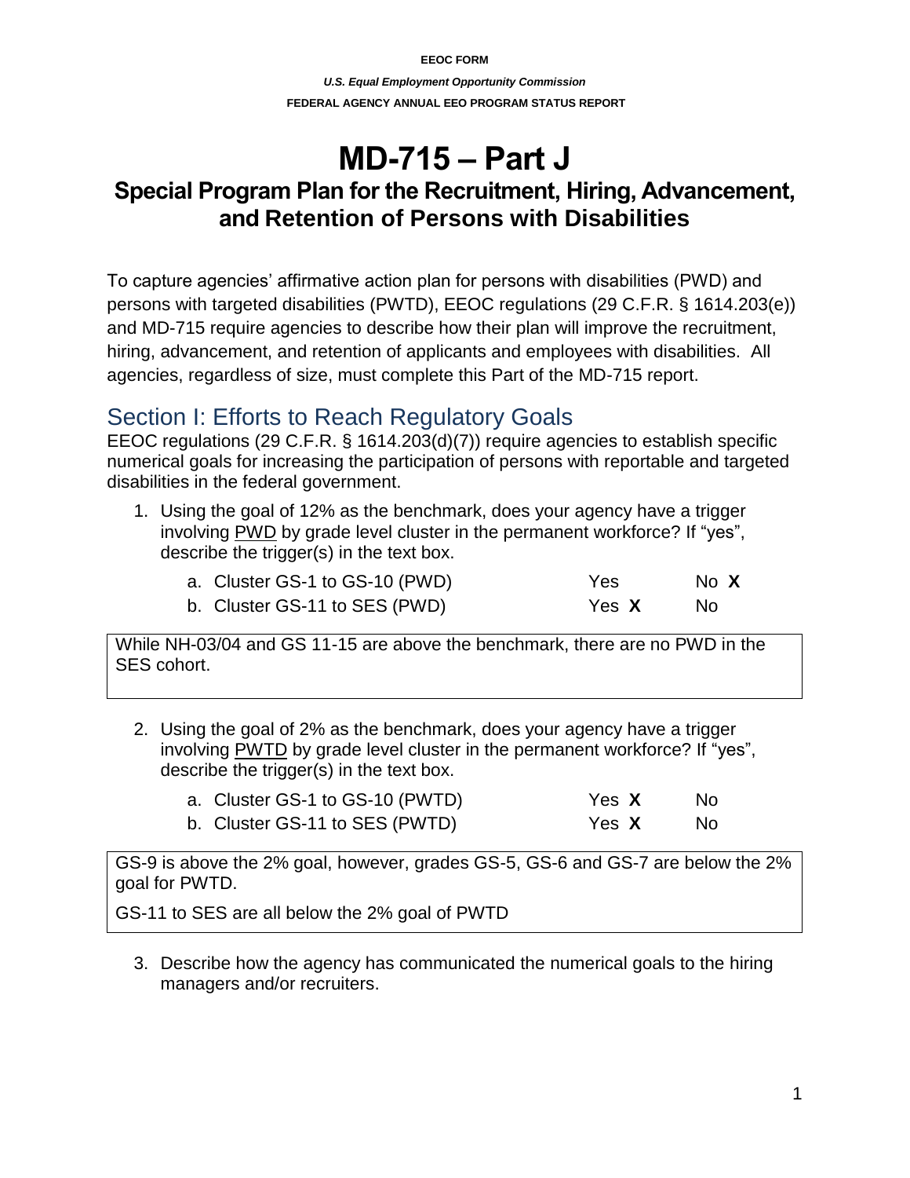**EEOC FORM**

***U.S. Equal Employment Opportunity Commission***

**FEDERAL AGENCY ANNUAL EEO PROGRAM STATUS REPORT**

# MD-715 – Part J

## Special Program Plan for the Recruitment, Hiring, Advancement, and Retention of Persons with Disabilities

To capture agencies' affirmative action plan for persons with disabilities (PWD) and persons with targeted disabilities (PWTD), EEOC regulations (29 C.F.R. § 1614.203(e)) and MD-715 require agencies to describe how their plan will improve the recruitment, hiring, advancement, and retention of applicants and employees with disabilities. All agencies, regardless of size, must complete this Part of the MD-715 report.

## Section I: Efforts to Reach Regulatory Goals

EEOC regulations (29 C.F.R. § 1614.203(d)(7)) require agencies to establish specific numerical goals for increasing the participation of persons with reportable and targeted disabilities in the federal government.

1. Using the goal of 12% as the benchmark, does your agency have a trigger involving PWD by grade level cluster in the permanent workforce? If "yes", describe the trigger(s) in the text box.

| | Yes | No |
|---|---|---|
| a. Cluster GS-1 to GS-10 (PWD) | | **X** |
| b. Cluster GS-11 to SES (PWD) | **X** | |

While NH-03/04 and GS 11-15 are above the benchmark, there are no PWD in the SES cohort.

2. Using the goal of 2% as the benchmark, does your agency have a trigger involving PWTD by grade level cluster in the permanent workforce? If "yes", describe the trigger(s) in the text box.

| | Yes | No |
|---|---|---|
| a. Cluster GS-1 to GS-10 (PWTD) | **X** | |
| b. Cluster GS-11 to SES (PWTD) | **X** | |

GS-9 is above the 2% goal, however, grades GS-5, GS-6 and GS-7 are below the 2% goal for PWTD.

GS-11 to SES are all below the 2% goal of PWTD

3. Describe how the agency has communicated the numerical goals to the hiring managers and/or recruiters.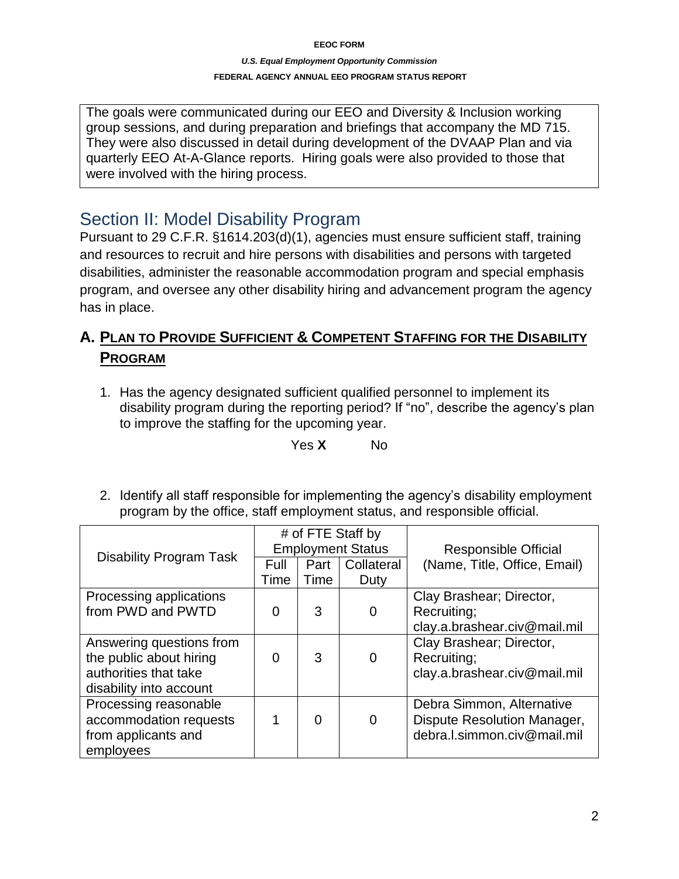The goals were communicated during our EEO and Diversity & Inclusion working group sessions, and during preparation and briefings that accompany the MD 715. They were also discussed in detail during development of the DVAAP Plan and via quarterly EEO At-A-Glance reports. Hiring goals were also provided to those that were involved with the hiring process.

## Section II: Model Disability Program

Pursuant to 29 C.F.R. §1614.203(d)(1), agencies must ensure sufficient staff, training and resources to recruit and hire persons with disabilities and persons with targeted disabilities, administer the reasonable accommodation program and special emphasis program, and oversee any other disability hiring and advancement program the agency has in place.

### A. PLAN TO PROVIDE SUFFICIENT & COMPETENT STAFFING FOR THE DISABILITY PROGRAM

1. Has the agency designated sufficient qualified personnel to implement its disability program during the reporting period? If "no", describe the agency's plan to improve the staffing for the upcoming year.

   Yes **X** No

2. Identify all staff responsible for implementing the agency's disability employment program by the office, staff employment status, and responsible official.

| Disability Program Task | # of FTE Staff by Employment Status | | | Responsible Official (Name, Title, Office, Email) |
|---|---|---|---|---|
| | Full Time | Part Time | Collateral Duty | |
| Processing applications from PWD and PWTD | 0 | 3 | 0 | Clay Brashear; Director, Recruiting; clay.a.brashear.civ@mail.mil |
| Answering questions from the public about hiring authorities that take disability into account | 0 | 3 | 0 | Clay Brashear; Director, Recruiting; clay.a.brashear.civ@mail.mil |
| Processing reasonable accommodation requests from applicants and employees | 1 | 0 | 0 | Debra Simmon, Alternative Dispute Resolution Manager, debra.l.simmon.civ@mail.mil |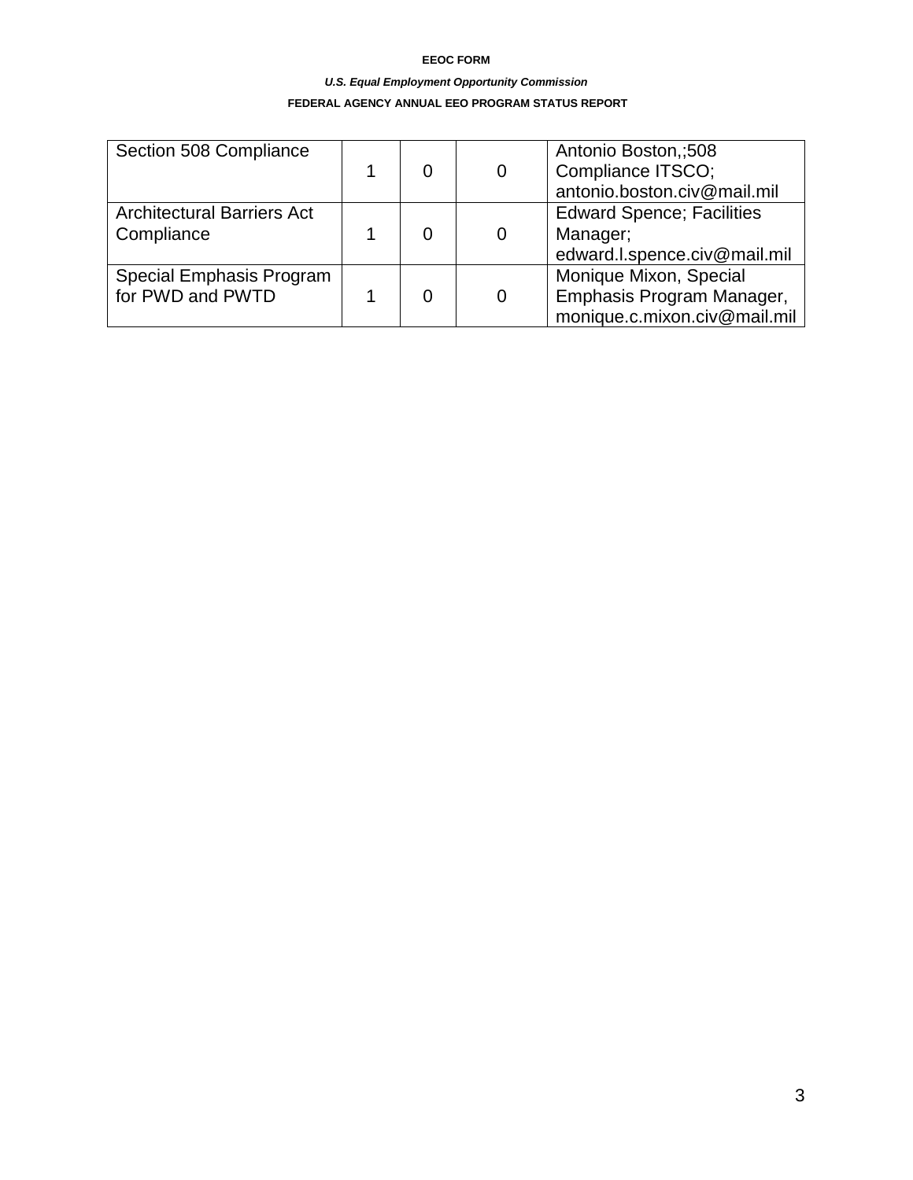| Section 508 Compliance | 1 | 0 | 0 | Antonio Boston,;508 Compliance ITSCO; antonio.boston.civ@mail.mil |
|---|---|---|---|---|
| Architectural Barriers Act Compliance | 1 | 0 | 0 | Edward Spence; Facilities Manager; edward.l.spence.civ@mail.mil |
| Special Emphasis Program for PWD and PWTD | 1 | 0 | 0 | Monique Mixon, Special Emphasis Program Manager, monique.c.mixon.civ@mail.mil |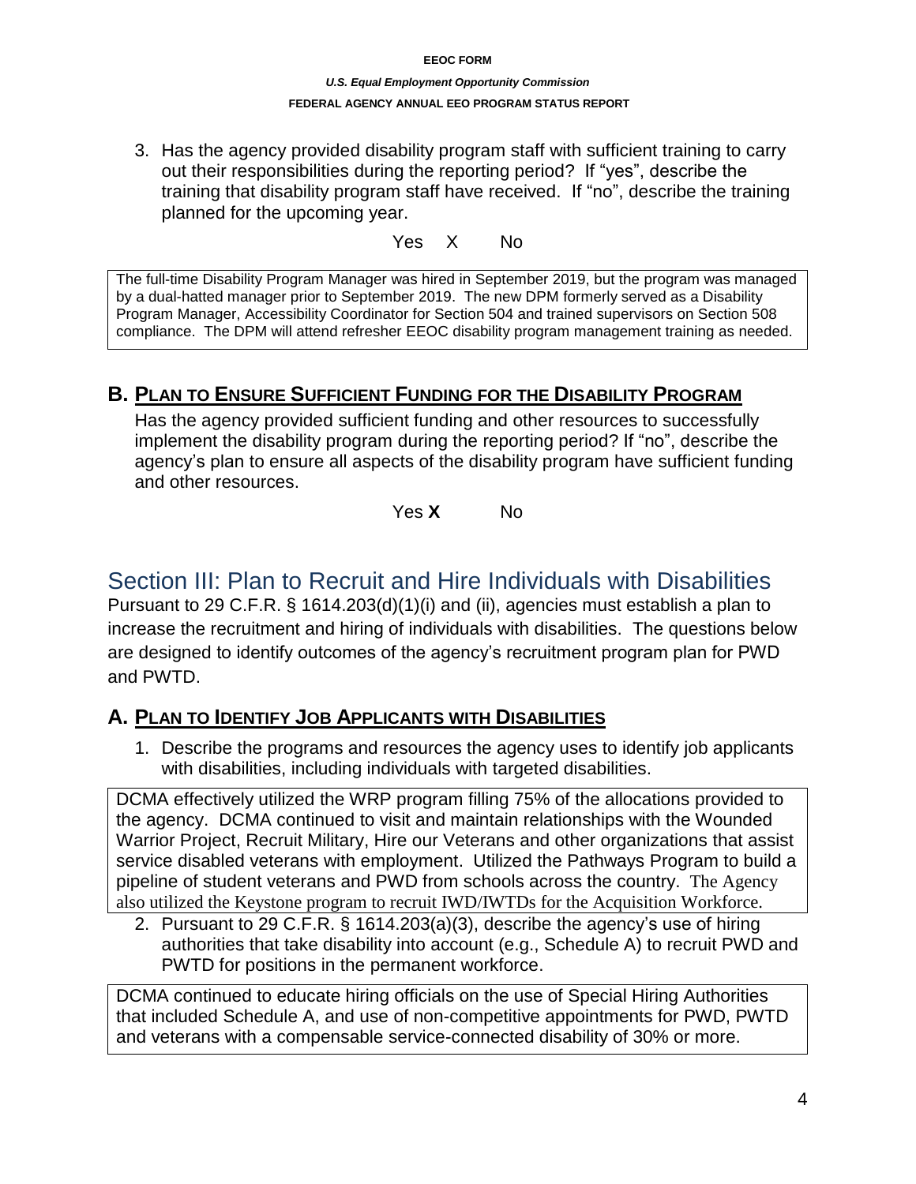3. Has the agency provided disability program staff with sufficient training to carry out their responsibilities during the reporting period? If "yes", describe the training that disability program staff have received. If "no", describe the training planned for the upcoming year.

Yes X No

The full-time Disability Program Manager was hired in September 2019, but the program was managed by a dual-hatted manager prior to September 2019. The new DPM formerly served as a Disability Program Manager, Accessibility Coordinator for Section 504 and trained supervisors on Section 508 compliance. The DPM will attend refresher EEOC disability program management training as needed.

## B. PLAN TO ENSURE SUFFICIENT FUNDING FOR THE DISABILITY PROGRAM

Has the agency provided sufficient funding and other resources to successfully implement the disability program during the reporting period? If "no", describe the agency's plan to ensure all aspects of the disability program have sufficient funding and other resources.

Yes **X** No

# Section III: Plan to Recruit and Hire Individuals with Disabilities

Pursuant to 29 C.F.R. § 1614.203(d)(1)(i) and (ii), agencies must establish a plan to increase the recruitment and hiring of individuals with disabilities. The questions below are designed to identify outcomes of the agency's recruitment program plan for PWD and PWTD.

## A. PLAN TO IDENTIFY JOB APPLICANTS WITH DISABILITIES

1. Describe the programs and resources the agency uses to identify job applicants with disabilities, including individuals with targeted disabilities.

DCMA effectively utilized the WRP program filling 75% of the allocations provided to the agency. DCMA continued to visit and maintain relationships with the Wounded Warrior Project, Recruit Military, Hire our Veterans and other organizations that assist service disabled veterans with employment. Utilized the Pathways Program to build a pipeline of student veterans and PWD from schools across the country. The Agency also utilized the Keystone program to recruit IWD/IWTDs for the Acquisition Workforce.

2. Pursuant to 29 C.F.R. § 1614.203(a)(3), describe the agency's use of hiring authorities that take disability into account (e.g., Schedule A) to recruit PWD and PWTD for positions in the permanent workforce.

DCMA continued to educate hiring officials on the use of Special Hiring Authorities that included Schedule A, and use of non-competitive appointments for PWD, PWTD and veterans with a compensable service-connected disability of 30% or more.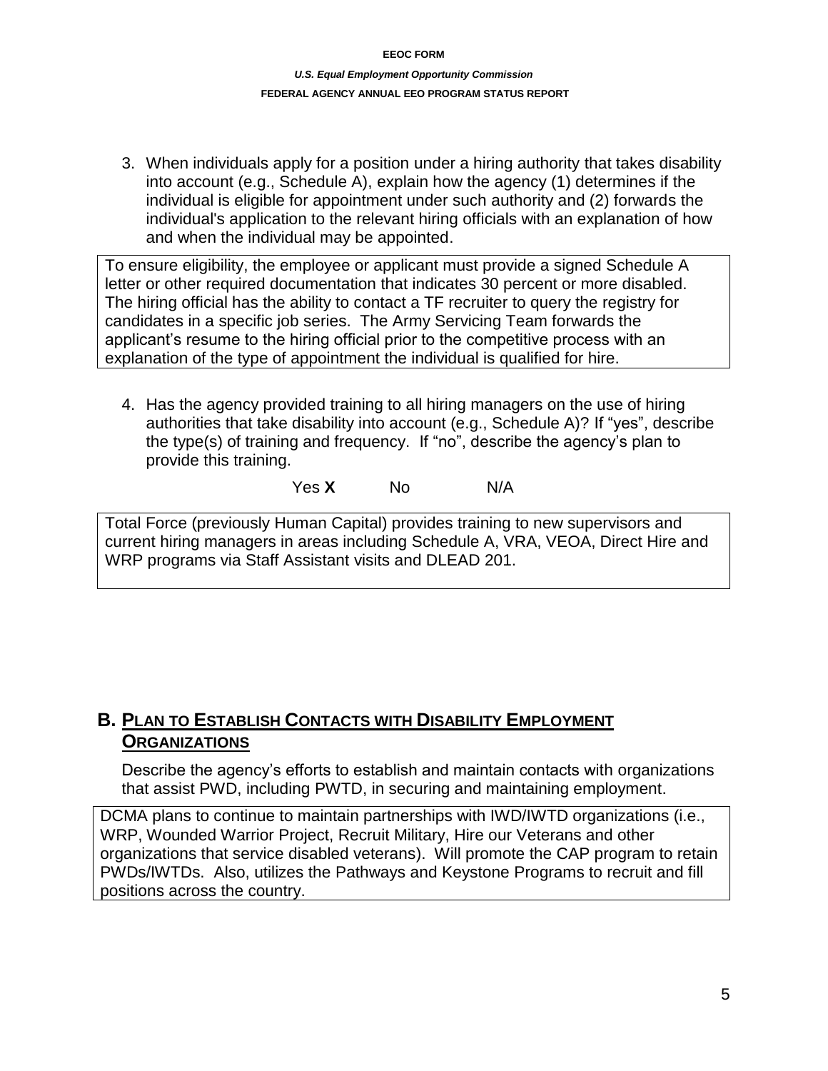3. When individuals apply for a position under a hiring authority that takes disability into account (e.g., Schedule A), explain how the agency (1) determines if the individual is eligible for appointment under such authority and (2) forwards the individual's application to the relevant hiring officials with an explanation of how and when the individual may be appointed.

To ensure eligibility, the employee or applicant must provide a signed Schedule A letter or other required documentation that indicates 30 percent or more disabled. The hiring official has the ability to contact a TF recruiter to query the registry for candidates in a specific job series. The Army Servicing Team forwards the applicant's resume to the hiring official prior to the competitive process with an explanation of the type of appointment the individual is qualified for hire.

4. Has the agency provided training to all hiring managers on the use of hiring authorities that take disability into account (e.g., Schedule A)? If "yes", describe the type(s) of training and frequency. If "no", describe the agency's plan to provide this training.

Yes **X** No N/A

Total Force (previously Human Capital) provides training to new supervisors and current hiring managers in areas including Schedule A, VRA, VEOA, Direct Hire and WRP programs via Staff Assistant visits and DLEAD 201.

## B. PLAN TO ESTABLISH CONTACTS WITH DISABILITY EMPLOYMENT ORGANIZATIONS

Describe the agency's efforts to establish and maintain contacts with organizations that assist PWD, including PWTD, in securing and maintaining employment.

DCMA plans to continue to maintain partnerships with IWD/IWTD organizations (i.e., WRP, Wounded Warrior Project, Recruit Military, Hire our Veterans and other organizations that service disabled veterans). Will promote the CAP program to retain PWDs/IWTDs. Also, utilizes the Pathways and Keystone Programs to recruit and fill positions across the country.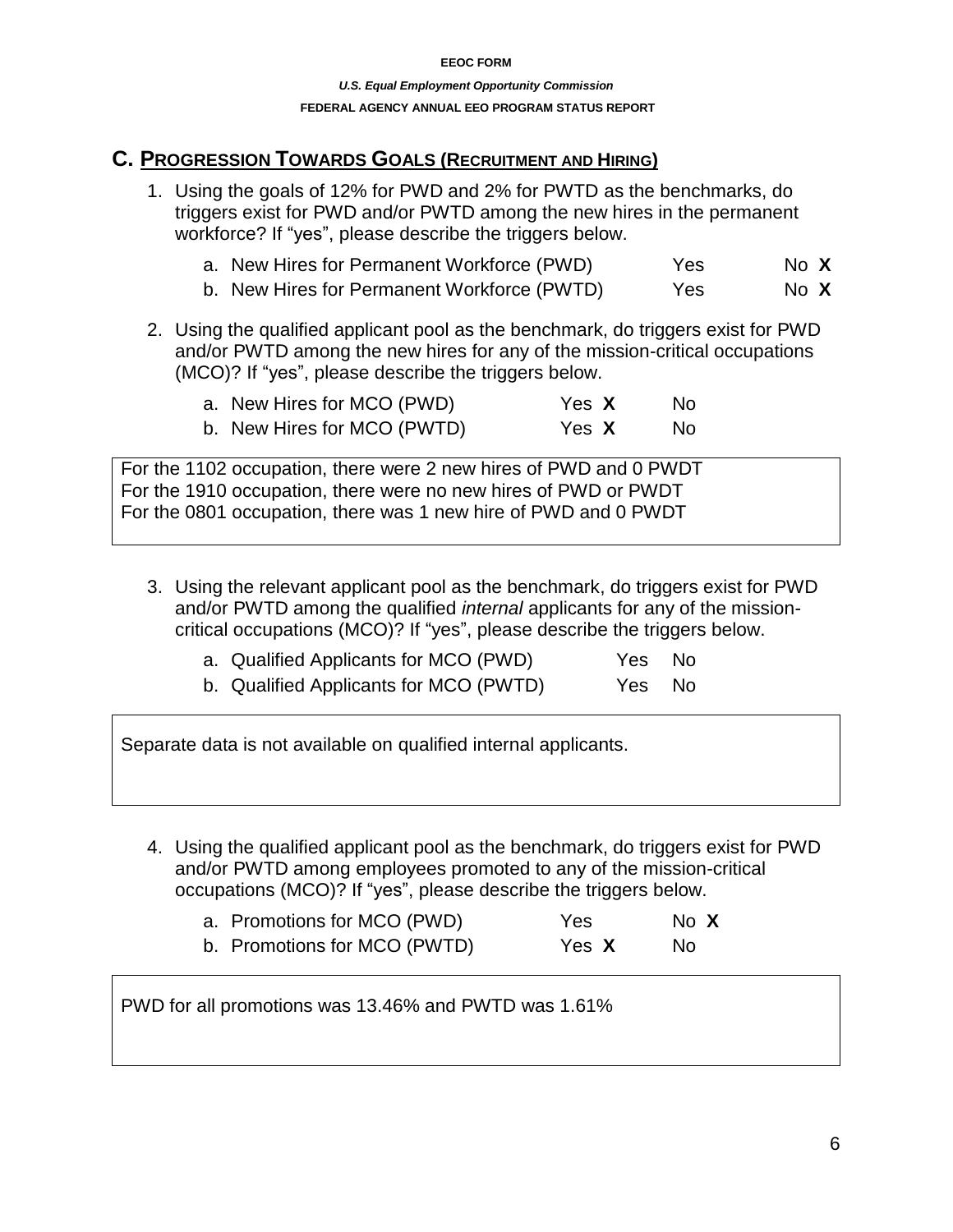## C. PROGRESSION TOWARDS GOALS (RECRUITMENT AND HIRING)

1. Using the goals of 12% for PWD and 2% for PWTD as the benchmarks, do triggers exist for PWD and/or PWTD among the new hires in the permanent workforce? If "yes", please describe the triggers below.

| | | |
|---|---|---|
| a. New Hires for Permanent Workforce (PWD) | Yes | No **X** |
| b. New Hires for Permanent Workforce (PWTD) | Yes | No **X** |

2. Using the qualified applicant pool as the benchmark, do triggers exist for PWD and/or PWTD among the new hires for any of the mission-critical occupations (MCO)? If "yes", please describe the triggers below.

| | | |
|---|---|---|
| a. New Hires for MCO (PWD) | Yes **X** | No |
| b. New Hires for MCO (PWTD) | Yes **X** | No |

For the 1102 occupation, there were 2 new hires of PWD and 0 PWDT
For the 1910 occupation, there were no new hires of PWD or PWDT
For the 0801 occupation, there was 1 new hire of PWD and 0 PWDT

3. Using the relevant applicant pool as the benchmark, do triggers exist for PWD and/or PWTD among the qualified *internal* applicants for any of the mission-critical occupations (MCO)? If "yes", please describe the triggers below.

| | | |
|---|---|---|
| a. Qualified Applicants for MCO (PWD) | Yes | No |
| b. Qualified Applicants for MCO (PWTD) | Yes | No |

Separate data is not available on qualified internal applicants.

4. Using the qualified applicant pool as the benchmark, do triggers exist for PWD and/or PWTD among employees promoted to any of the mission-critical occupations (MCO)? If "yes", please describe the triggers below.

| | | |
|---|---|---|
| a. Promotions for MCO (PWD) | Yes | No **X** |
| b. Promotions for MCO (PWTD) | Yes **X** | No |

PWD for all promotions was 13.46% and PWTD was 1.61%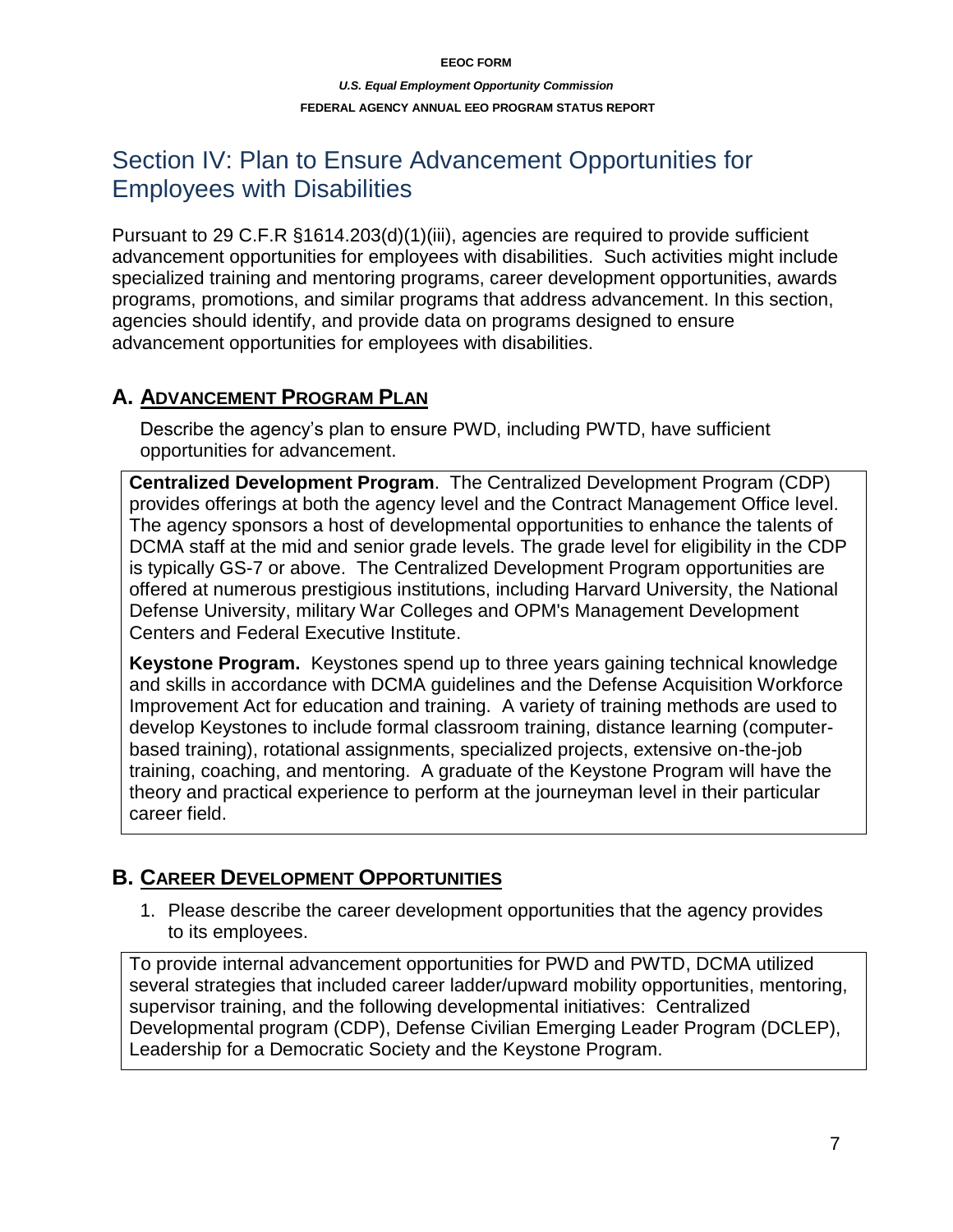# Section IV: Plan to Ensure Advancement Opportunities for Employees with Disabilities

Pursuant to 29 C.F.R §1614.203(d)(1)(iii), agencies are required to provide sufficient advancement opportunities for employees with disabilities. Such activities might include specialized training and mentoring programs, career development opportunities, awards programs, promotions, and similar programs that address advancement. In this section, agencies should identify, and provide data on programs designed to ensure advancement opportunities for employees with disabilities.

## A. Advancement Program Plan

Describe the agency's plan to ensure PWD, including PWTD, have sufficient opportunities for advancement.

**Centralized Development Program**. The Centralized Development Program (CDP) provides offerings at both the agency level and the Contract Management Office level. The agency sponsors a host of developmental opportunities to enhance the talents of DCMA staff at the mid and senior grade levels. The grade level for eligibility in the CDP is typically GS-7 or above. The Centralized Development Program opportunities are offered at numerous prestigious institutions, including Harvard University, the National Defense University, military War Colleges and OPM's Management Development Centers and Federal Executive Institute.

**Keystone Program.** Keystones spend up to three years gaining technical knowledge and skills in accordance with DCMA guidelines and the Defense Acquisition Workforce Improvement Act for education and training. A variety of training methods are used to develop Keystones to include formal classroom training, distance learning (computer-based training), rotational assignments, specialized projects, extensive on-the-job training, coaching, and mentoring. A graduate of the Keystone Program will have the theory and practical experience to perform at the journeyman level in their particular career field.

## B. Career Development Opportunities

1. Please describe the career development opportunities that the agency provides to its employees.

To provide internal advancement opportunities for PWD and PWTD, DCMA utilized several strategies that included career ladder/upward mobility opportunities, mentoring, supervisor training, and the following developmental initiatives: Centralized Developmental program (CDP), Defense Civilian Emerging Leader Program (DCLEP), Leadership for a Democratic Society and the Keystone Program.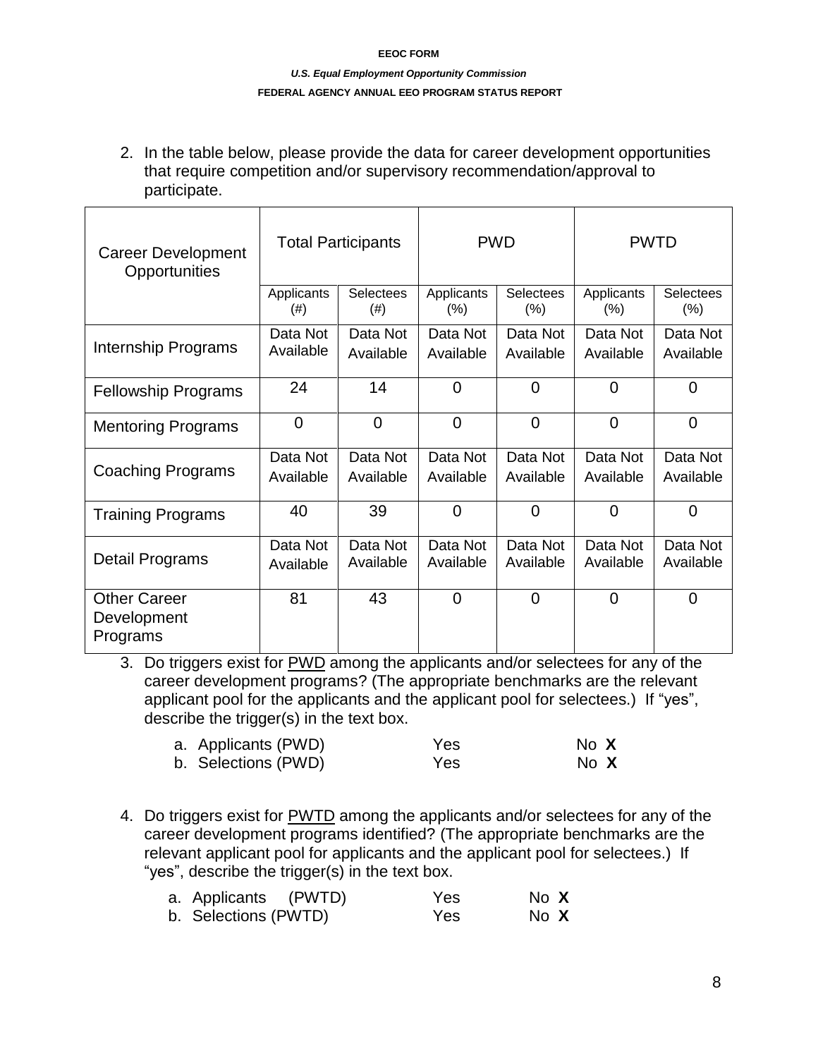2. In the table below, please provide the data for career development opportunities that require competition and/or supervisory recommendation/approval to participate.

| Career Development Opportunities | Total Participants | | PWD | | PWTD | |
|---|---|---|---|---|---|---|
| | Applicants (#) | Selectees (#) | Applicants (%) | Selectees (%) | Applicants (%) | Selectees (%) |
| Internship Programs | Data Not Available | Data Not Available | Data Not Available | Data Not Available | Data Not Available | Data Not Available |
| Fellowship Programs | 24 | 14 | 0 | 0 | 0 | 0 |
| Mentoring Programs | 0 | 0 | 0 | 0 | 0 | 0 |
| Coaching Programs | Data Not Available | Data Not Available | Data Not Available | Data Not Available | Data Not Available | Data Not Available |
| Training Programs | 40 | 39 | 0 | 0 | 0 | 0 |
| Detail Programs | Data Not Available | Data Not Available | Data Not Available | Data Not Available | Data Not Available | Data Not Available |
| Other Career Development Programs | 81 | 43 | 0 | 0 | 0 | 0 |

3. Do triggers exist for PWD among the applicants and/or selectees for any of the career development programs? (The appropriate benchmarks are the relevant applicant pool for the applicants and the applicant pool for selectees.) If "yes", describe the trigger(s) in the text box.

   a. Applicants (PWD) Yes No **X**
   b. Selections (PWD) Yes No **X**

4. Do triggers exist for PWTD among the applicants and/or selectees for any of the career development programs identified? (The appropriate benchmarks are the relevant applicant pool for applicants and the applicant pool for selectees.) If "yes", describe the trigger(s) in the text box.

   a. Applicants (PWTD) Yes No **X**
   b. Selections (PWTD) Yes No **X**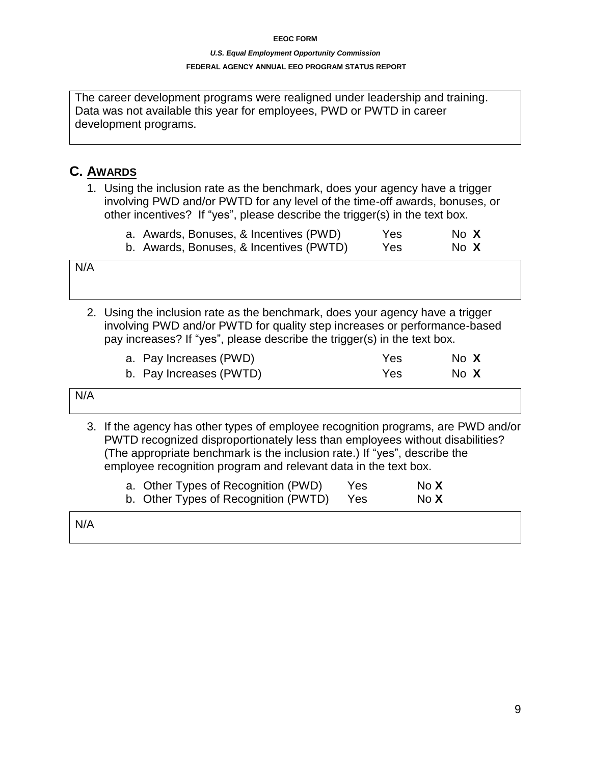The career development programs were realigned under leadership and training. Data was not available this year for employees, PWD or PWTD in career development programs.

## C. AWARDS

1. Using the inclusion rate as the benchmark, does your agency have a trigger involving PWD and/or PWTD for any level of the time-off awards, bonuses, or other incentives? If "yes", please describe the trigger(s) in the text box.

   a. Awards, Bonuses, & Incentives (PWD) Yes No **X**
   b. Awards, Bonuses, & Incentives (PWTD) Yes No **X**

N/A

2. Using the inclusion rate as the benchmark, does your agency have a trigger involving PWD and/or PWTD for quality step increases or performance-based pay increases? If "yes", please describe the trigger(s) in the text box.

   a. Pay Increases (PWD) Yes No **X**
   b. Pay Increases (PWTD) Yes No **X**

N/A

3. If the agency has other types of employee recognition programs, are PWD and/or PWTD recognized disproportionately less than employees without disabilities? (The appropriate benchmark is the inclusion rate.) If "yes", describe the employee recognition program and relevant data in the text box.

   a. Other Types of Recognition (PWD) Yes No **X**
   b. Other Types of Recognition (PWTD) Yes No **X**

N/A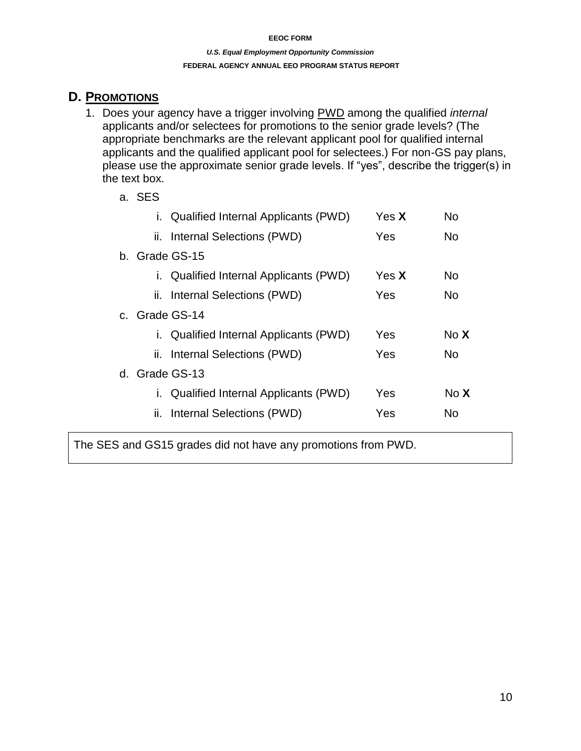## D. PROMOTIONS

1. Does your agency have a trigger involving PWD among the qualified *internal* applicants and/or selectees for promotions to the senior grade levels? (The appropriate benchmarks are the relevant applicant pool for qualified internal applicants and the qualified applicant pool for selectees.) For non-GS pay plans, please use the approximate senior grade levels. If "yes", describe the trigger(s) in the text box.

   a. SES

      i. Qualified Internal Applicants (PWD) Yes **X** No

      ii. Internal Selections (PWD) Yes No

   b. Grade GS-15

      i. Qualified Internal Applicants (PWD) Yes **X** No

      ii. Internal Selections (PWD) Yes No

   c. Grade GS-14

      i. Qualified Internal Applicants (PWD) Yes No **X**

      ii. Internal Selections (PWD) Yes No

   d. Grade GS-13

      i. Qualified Internal Applicants (PWD) Yes No **X**

      ii. Internal Selections (PWD) Yes No

| The SES and GS15 grades did not have any promotions from PWD. |
|---|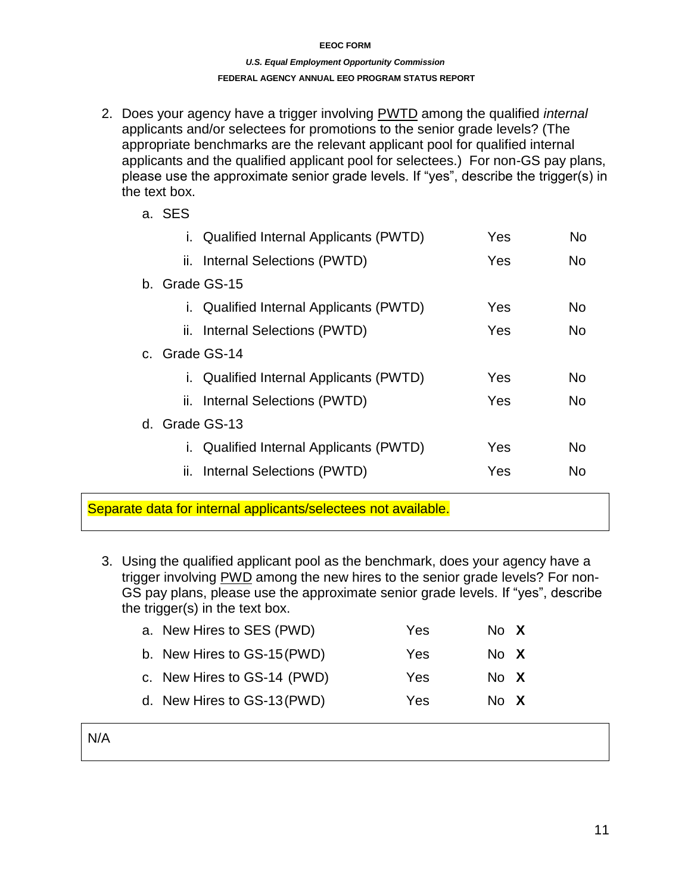2. Does your agency have a trigger involving PWTD among the qualified *internal* applicants and/or selectees for promotions to the senior grade levels? (The appropriate benchmarks are the relevant applicant pool for qualified internal applicants and the qualified applicant pool for selectees.) For non-GS pay plans, please use the approximate senior grade levels. If "yes", describe the trigger(s) in the text box.

   a. SES

      i. Qualified Internal Applicants (PWTD) Yes No

      ii. Internal Selections (PWTD) Yes No

   b. Grade GS-15

      i. Qualified Internal Applicants (PWTD) Yes No

      ii. Internal Selections (PWTD) Yes No

   c. Grade GS-14

      i. Qualified Internal Applicants (PWTD) Yes No

      ii. Internal Selections (PWTD) Yes No

   d. Grade GS-13

      i. Qualified Internal Applicants (PWTD) Yes No

      ii. Internal Selections (PWTD) Yes No

> Separate data for internal applicants/selectees not available.

3. Using the qualified applicant pool as the benchmark, does your agency have a trigger involving PWD among the new hires to the senior grade levels? For non-GS pay plans, please use the approximate senior grade levels. If "yes", describe the trigger(s) in the text box.

   a. New Hires to SES (PWD) Yes No **X**

   b. New Hires to GS-15 (PWD) Yes No **X**

   c. New Hires to GS-14 (PWD) Yes No **X**

   d. New Hires to GS-13 (PWD) Yes No **X**

> N/A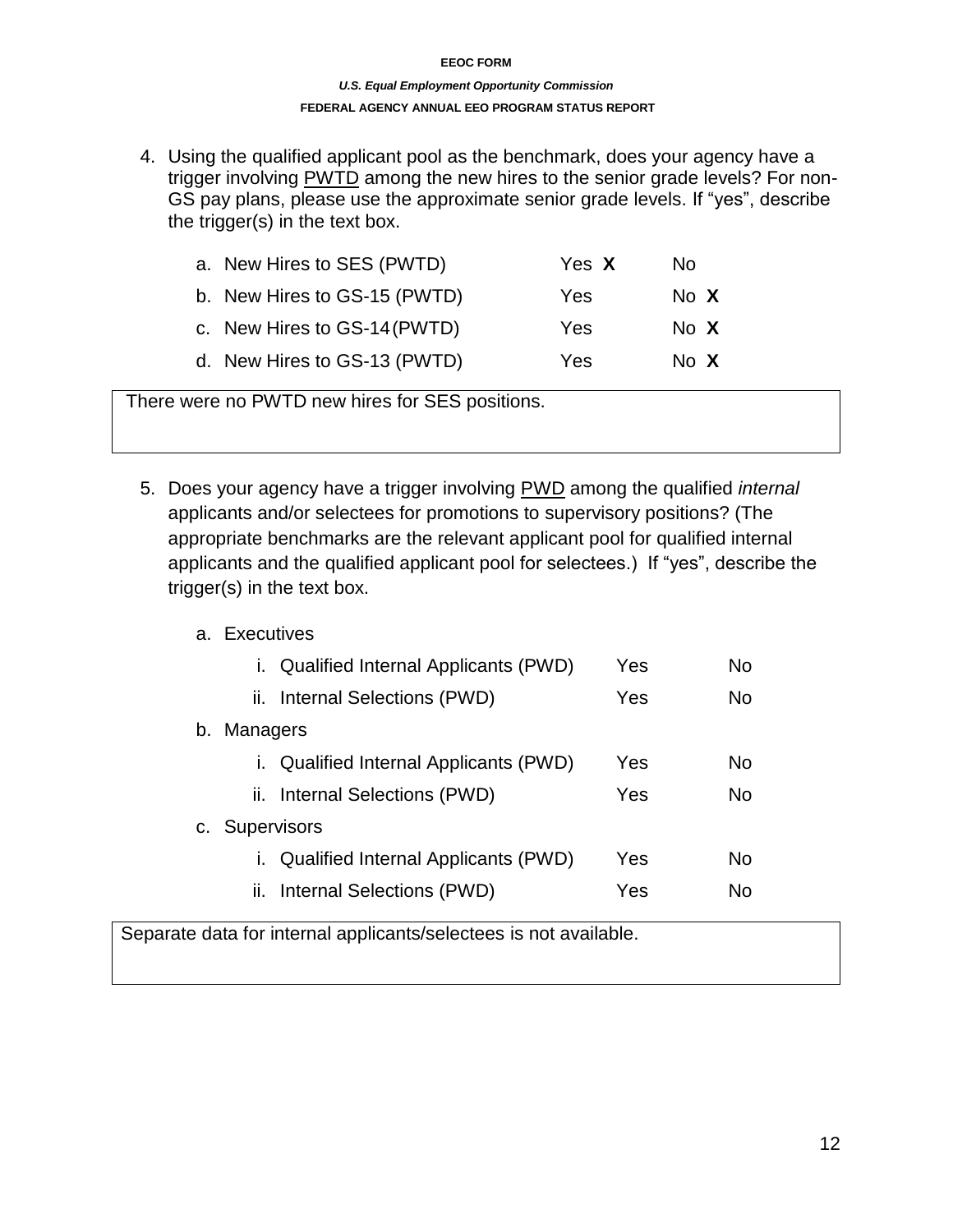4. Using the qualified applicant pool as the benchmark, does your agency have a trigger involving PWTD among the new hires to the senior grade levels? For non-GS pay plans, please use the approximate senior grade levels. If "yes", describe the trigger(s) in the text box.

   a. New Hires to SES (PWTD) Yes **X** No
   b. New Hires to GS-15 (PWTD) Yes No **X**
   c. New Hires to GS-14 (PWTD) Yes No **X**
   d. New Hires to GS-13 (PWTD) Yes No **X**

There were no PWTD new hires for SES positions.

5. Does your agency have a trigger involving PWD among the qualified *internal* applicants and/or selectees for promotions to supervisory positions? (The appropriate benchmarks are the relevant applicant pool for qualified internal applicants and the qualified applicant pool for selectees.) If "yes", describe the trigger(s) in the text box.

   a. Executives
      i. Qualified Internal Applicants (PWD) Yes No
      ii. Internal Selections (PWD) Yes No
   b. Managers
      i. Qualified Internal Applicants (PWD) Yes No
      ii. Internal Selections (PWD) Yes No
   c. Supervisors
      i. Qualified Internal Applicants (PWD) Yes No
      ii. Internal Selections (PWD) Yes No

Separate data for internal applicants/selectees is not available.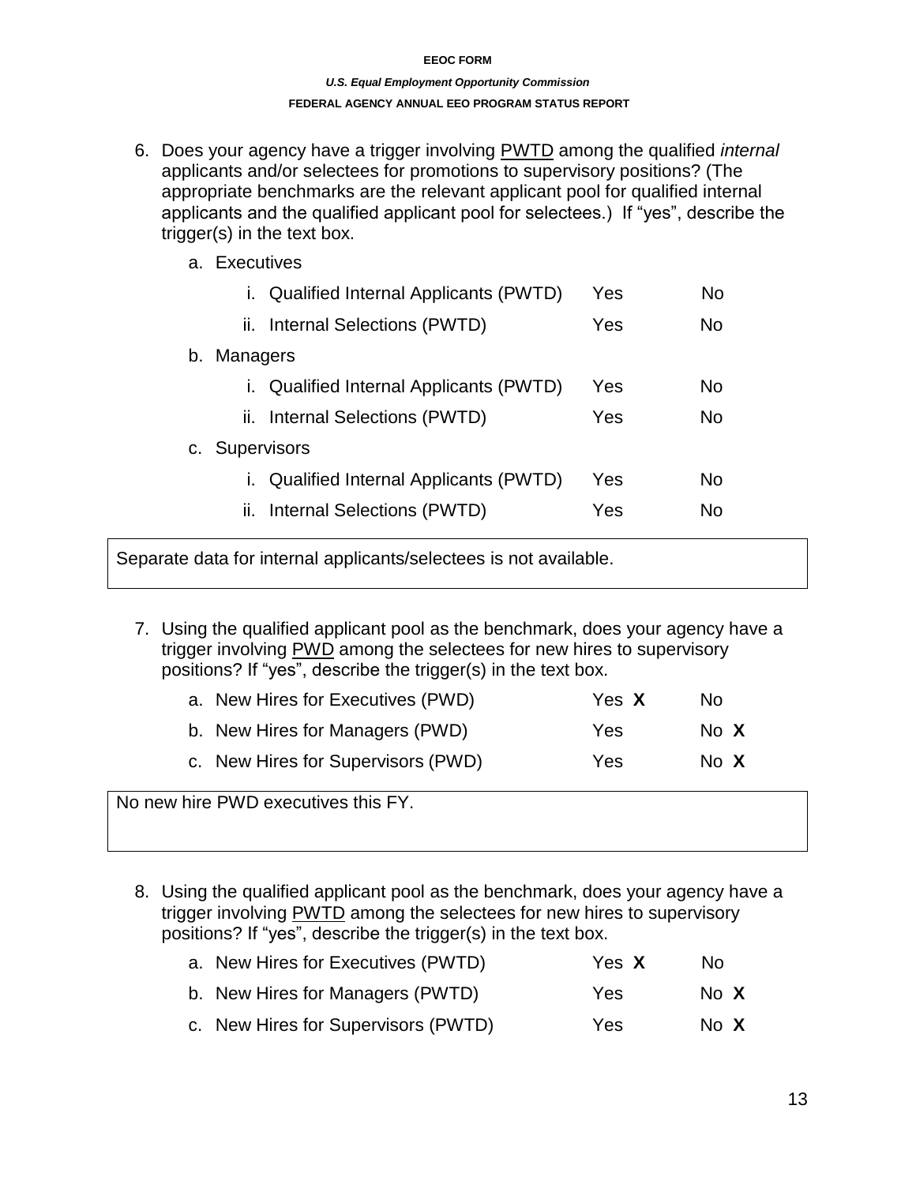6. Does your agency have a trigger involving PWTD among the qualified *internal* applicants and/or selectees for promotions to supervisory positions? (The appropriate benchmarks are the relevant applicant pool for qualified internal applicants and the qualified applicant pool for selectees.) If "yes", describe the trigger(s) in the text box.

   a. Executives

      i. Qualified Internal Applicants (PWTD) Yes No

      ii. Internal Selections (PWTD) Yes No

   b. Managers

      i. Qualified Internal Applicants (PWTD) Yes No

      ii. Internal Selections (PWTD) Yes No

   c. Supervisors

      i. Qualified Internal Applicants (PWTD) Yes No

      ii. Internal Selections (PWTD) Yes No

Separate data for internal applicants/selectees is not available.

7. Using the qualified applicant pool as the benchmark, does your agency have a trigger involving PWD among the selectees for new hires to supervisory positions? If "yes", describe the trigger(s) in the text box.

   a. New Hires for Executives (PWD) Yes **X** No

   b. New Hires for Managers (PWD) Yes No **X**

   c. New Hires for Supervisors (PWD) Yes No **X**

No new hire PWD executives this FY.

8. Using the qualified applicant pool as the benchmark, does your agency have a trigger involving PWTD among the selectees for new hires to supervisory positions? If "yes", describe the trigger(s) in the text box.

   a. New Hires for Executives (PWTD) Yes **X** No

   b. New Hires for Managers (PWTD) Yes No **X**

   c. New Hires for Supervisors (PWTD) Yes No **X**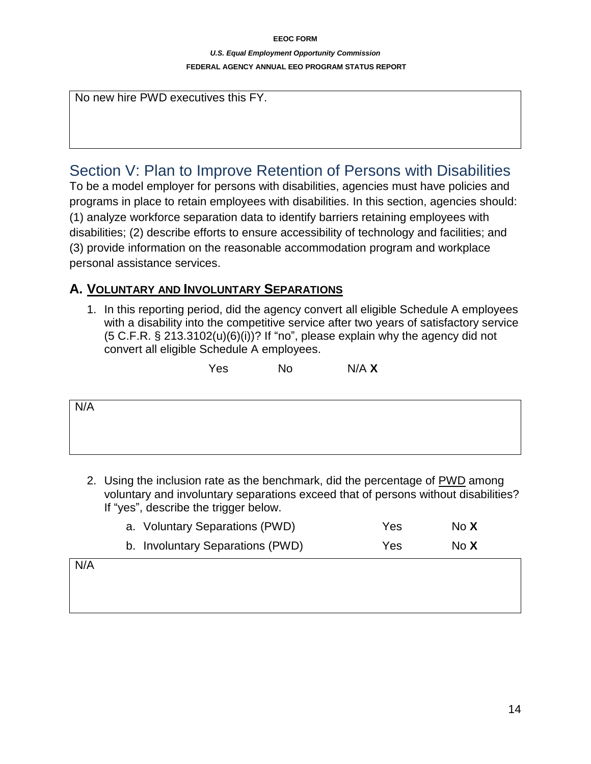No new hire PWD executives this FY.

## Section V: Plan to Improve Retention of Persons with Disabilities

To be a model employer for persons with disabilities, agencies must have policies and programs in place to retain employees with disabilities. In this section, agencies should: (1) analyze workforce separation data to identify barriers retaining employees with disabilities; (2) describe efforts to ensure accessibility of technology and facilities; and (3) provide information on the reasonable accommodation program and workplace personal assistance services.

### A. Voluntary and Involuntary Separations

1. In this reporting period, did the agency convert all eligible Schedule A employees with a disability into the competitive service after two years of satisfactory service (5 C.F.R. § 213.3102(u)(6)(i))? If "no", please explain why the agency did not convert all eligible Schedule A employees.

   Yes  No  N/A **X**

N/A

2. Using the inclusion rate as the benchmark, did the percentage of PWD among voluntary and involuntary separations exceed that of persons without disabilities? If "yes", describe the trigger below.

   a. Voluntary Separations (PWD)  Yes  No **X**

   b. Involuntary Separations (PWD)  Yes  No **X**

N/A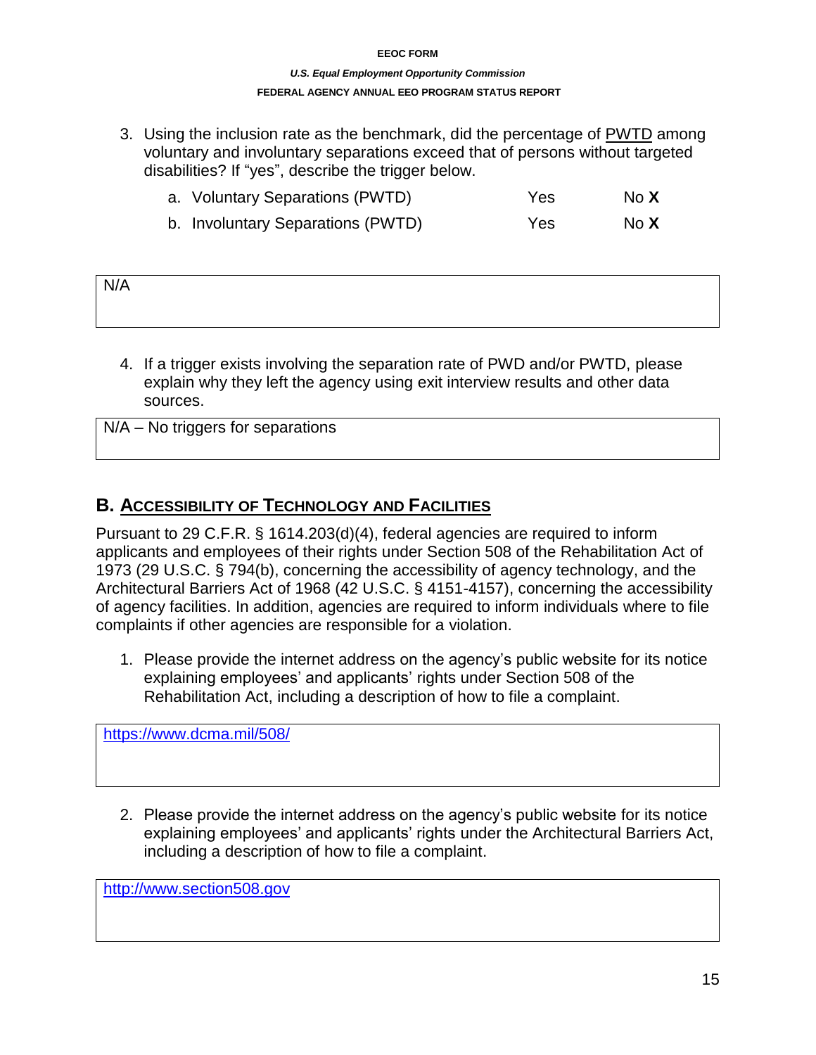3. Using the inclusion rate as the benchmark, did the percentage of PWTD among voluntary and involuntary separations exceed that of persons without targeted disabilities? If "yes", describe the trigger below.

   a. Voluntary Separations (PWTD) Yes No **X**

   b. Involuntary Separations (PWTD) Yes No **X**

| N/A |
|---|

4. If a trigger exists involving the separation rate of PWD and/or PWTD, please explain why they left the agency using exit interview results and other data sources.

| N/A – No triggers for separations |
|---|

## B. <u>ACCESSIBILITY OF TECHNOLOGY AND FACILITIES</u>

Pursuant to 29 C.F.R. § 1614.203(d)(4), federal agencies are required to inform applicants and employees of their rights under Section 508 of the Rehabilitation Act of 1973 (29 U.S.C. § 794(b), concerning the accessibility of agency technology, and the Architectural Barriers Act of 1968 (42 U.S.C. § 4151-4157), concerning the accessibility of agency facilities. In addition, agencies are required to inform individuals where to file complaints if other agencies are responsible for a violation.

1. Please provide the internet address on the agency's public website for its notice explaining employees' and applicants' rights under Section 508 of the Rehabilitation Act, including a description of how to file a complaint.

| https://www.dcma.mil/508/ |
|---|

2. Please provide the internet address on the agency's public website for its notice explaining employees' and applicants' rights under the Architectural Barriers Act, including a description of how to file a complaint.

| http://www.section508.gov |
|---|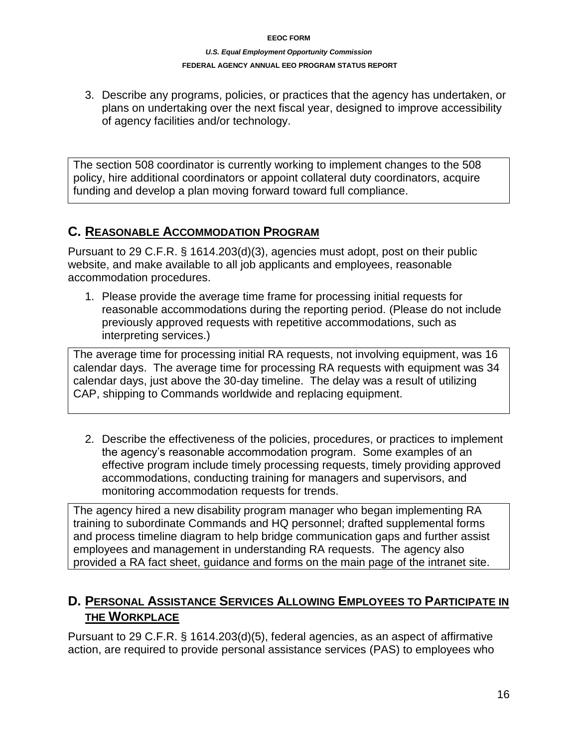3. Describe any programs, policies, or practices that the agency has undertaken, or plans on undertaking over the next fiscal year, designed to improve accessibility of agency facilities and/or technology.

The section 508 coordinator is currently working to implement changes to the 508 policy, hire additional coordinators or appoint collateral duty coordinators, acquire funding and develop a plan moving forward toward full compliance.

## C. REASONABLE ACCOMMODATION PROGRAM

Pursuant to 29 C.F.R. § 1614.203(d)(3), agencies must adopt, post on their public website, and make available to all job applicants and employees, reasonable accommodation procedures.

1. Please provide the average time frame for processing initial requests for reasonable accommodations during the reporting period. (Please do not include previously approved requests with repetitive accommodations, such as interpreting services.)

The average time for processing initial RA requests, not involving equipment, was 16 calendar days. The average time for processing RA requests with equipment was 34 calendar days, just above the 30-day timeline. The delay was a result of utilizing CAP, shipping to Commands worldwide and replacing equipment.

2. Describe the effectiveness of the policies, procedures, or practices to implement the agency's reasonable accommodation program. Some examples of an effective program include timely processing requests, timely providing approved accommodations, conducting training for managers and supervisors, and monitoring accommodation requests for trends.

The agency hired a new disability program manager who began implementing RA training to subordinate Commands and HQ personnel; drafted supplemental forms and process timeline diagram to help bridge communication gaps and further assist employees and management in understanding RA requests. The agency also provided a RA fact sheet, guidance and forms on the main page of the intranet site.

## D. PERSONAL ASSISTANCE SERVICES ALLOWING EMPLOYEES TO PARTICIPATE IN THE WORKPLACE

Pursuant to 29 C.F.R. § 1614.203(d)(5), federal agencies, as an aspect of affirmative action, are required to provide personal assistance services (PAS) to employees who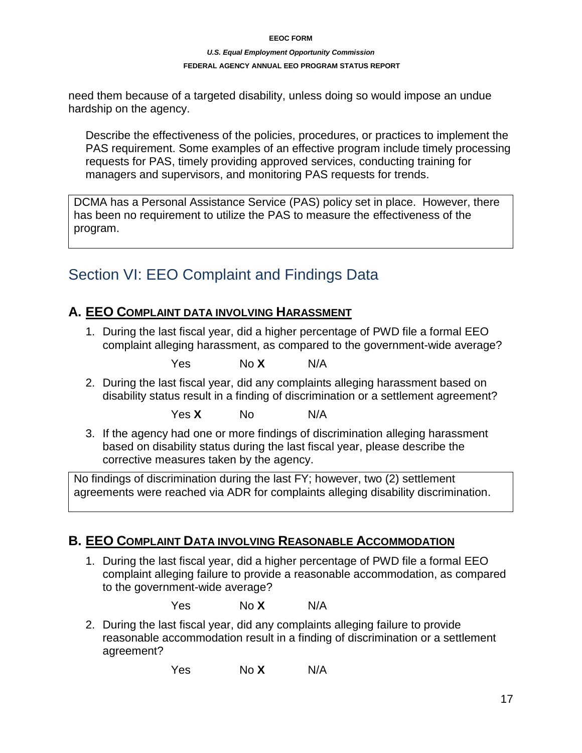need them because of a targeted disability, unless doing so would impose an undue hardship on the agency.

Describe the effectiveness of the policies, procedures, or practices to implement the PAS requirement. Some examples of an effective program include timely processing requests for PAS, timely providing approved services, conducting training for managers and supervisors, and monitoring PAS requests for trends.

DCMA has a Personal Assistance Service (PAS) policy set in place. However, there has been no requirement to utilize the PAS to measure the effectiveness of the program.

## Section VI: EEO Complaint and Findings Data

### A. EEO COMPLAINT DATA INVOLVING HARASSMENT

1. During the last fiscal year, did a higher percentage of PWD file a formal EEO complaint alleging harassment, as compared to the government-wide average?

   Yes  No **X**  N/A

2. During the last fiscal year, did any complaints alleging harassment based on disability status result in a finding of discrimination or a settlement agreement?

   Yes **X**  No  N/A

3. If the agency had one or more findings of discrimination alleging harassment based on disability status during the last fiscal year, please describe the corrective measures taken by the agency.

No findings of discrimination during the last FY; however, two (2) settlement agreements were reached via ADR for complaints alleging disability discrimination.

### B. EEO COMPLAINT DATA INVOLVING REASONABLE ACCOMMODATION

1. During the last fiscal year, did a higher percentage of PWD file a formal EEO complaint alleging failure to provide a reasonable accommodation, as compared to the government-wide average?

   Yes  No **X**  N/A

2. During the last fiscal year, did any complaints alleging failure to provide reasonable accommodation result in a finding of discrimination or a settlement agreement?

   Yes  No **X**  N/A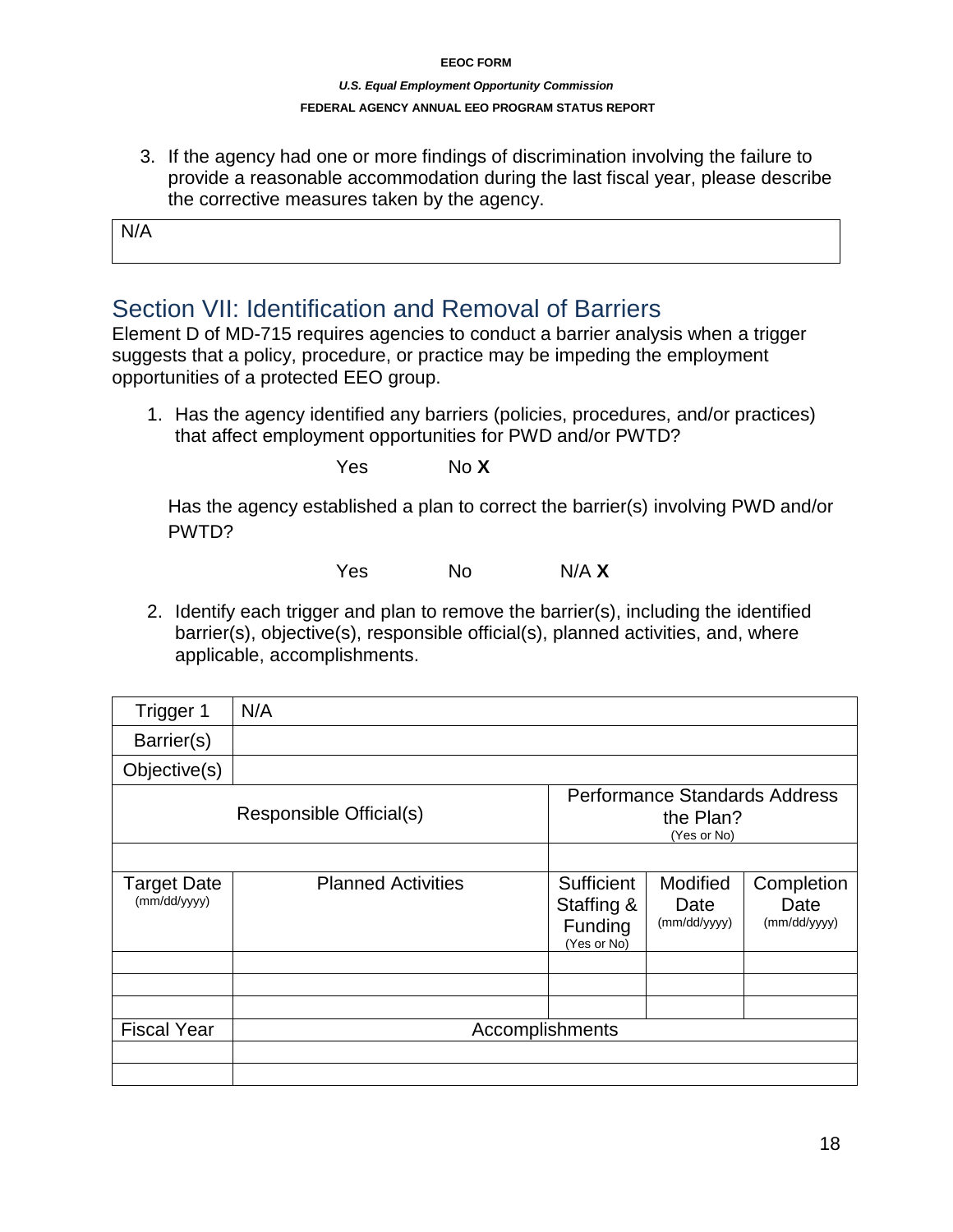3. If the agency had one or more findings of discrimination involving the failure to provide a reasonable accommodation during the last fiscal year, please describe the corrective measures taken by the agency.

N/A

## Section VII: Identification and Removal of Barriers

Element D of MD-715 requires agencies to conduct a barrier analysis when a trigger suggests that a policy, procedure, or practice may be impeding the employment opportunities of a protected EEO group.

1. Has the agency identified any barriers (policies, procedures, and/or practices) that affect employment opportunities for PWD and/or PWTD?

   Yes    No **X**

   Has the agency established a plan to correct the barrier(s) involving PWD and/or PWTD?

   Yes    No    N/A **X**

2. Identify each trigger and plan to remove the barrier(s), including the identified barrier(s), objective(s), responsible official(s), planned activities, and, where applicable, accomplishments.

| Trigger 1 | N/A | | | |
|---|---|---|---|---|
| Barrier(s) | | | | |
| Objective(s) | | | | |
| Responsible Official(s) | | Performance Standards Address the Plan? (Yes or No) | | |
| | | | | |
| Target Date (mm/dd/yyyy) | Planned Activities | Sufficient Staffing & Funding (Yes or No) | Modified Date (mm/dd/yyyy) | Completion Date (mm/dd/yyyy) |
| | | | | |
| | | | | |
| | | | | |
| Fiscal Year | Accomplishments | | | |
| | | | | |
| | | | | |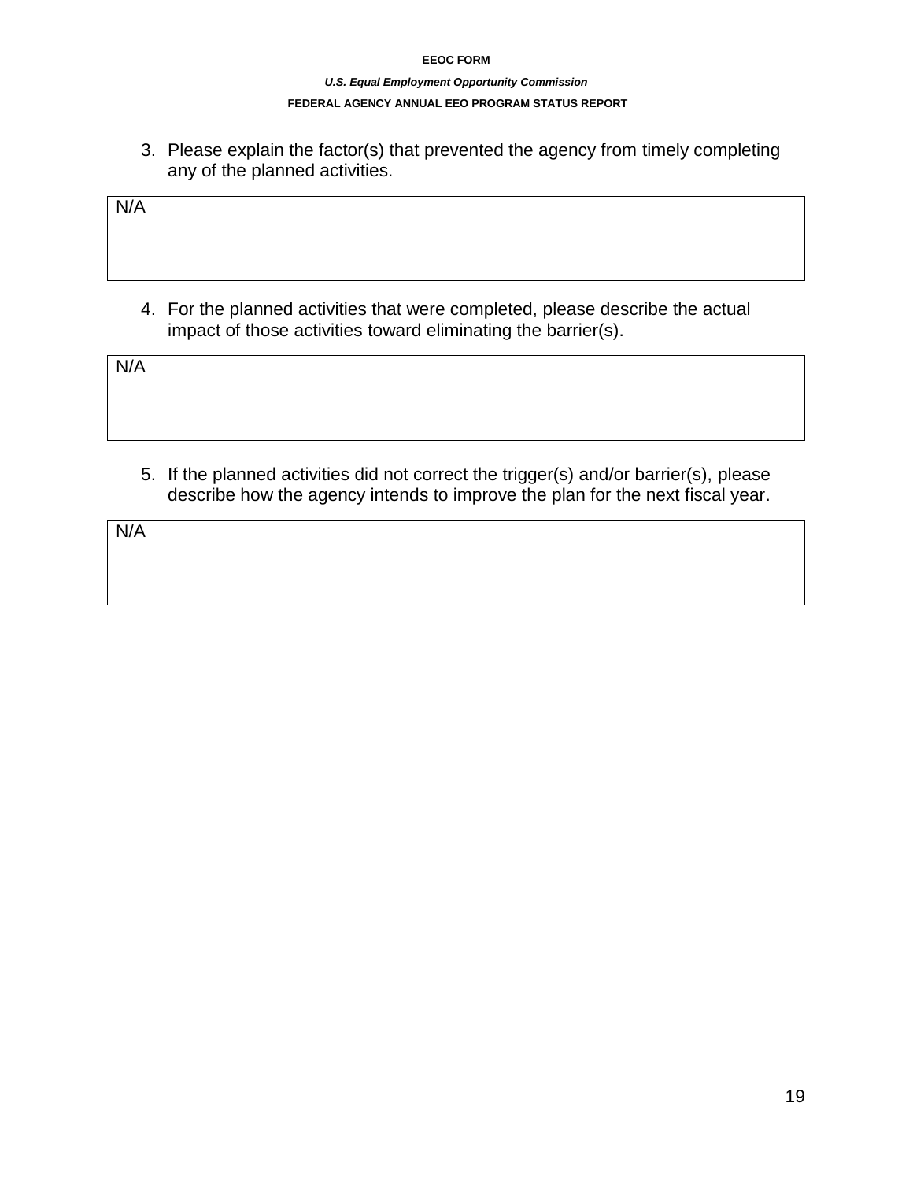3. Please explain the factor(s) that prevented the agency from timely completing any of the planned activities.

N/A

4. For the planned activities that were completed, please describe the actual impact of those activities toward eliminating the barrier(s).

N/A

5. If the planned activities did not correct the trigger(s) and/or barrier(s), please describe how the agency intends to improve the plan for the next fiscal year.

N/A